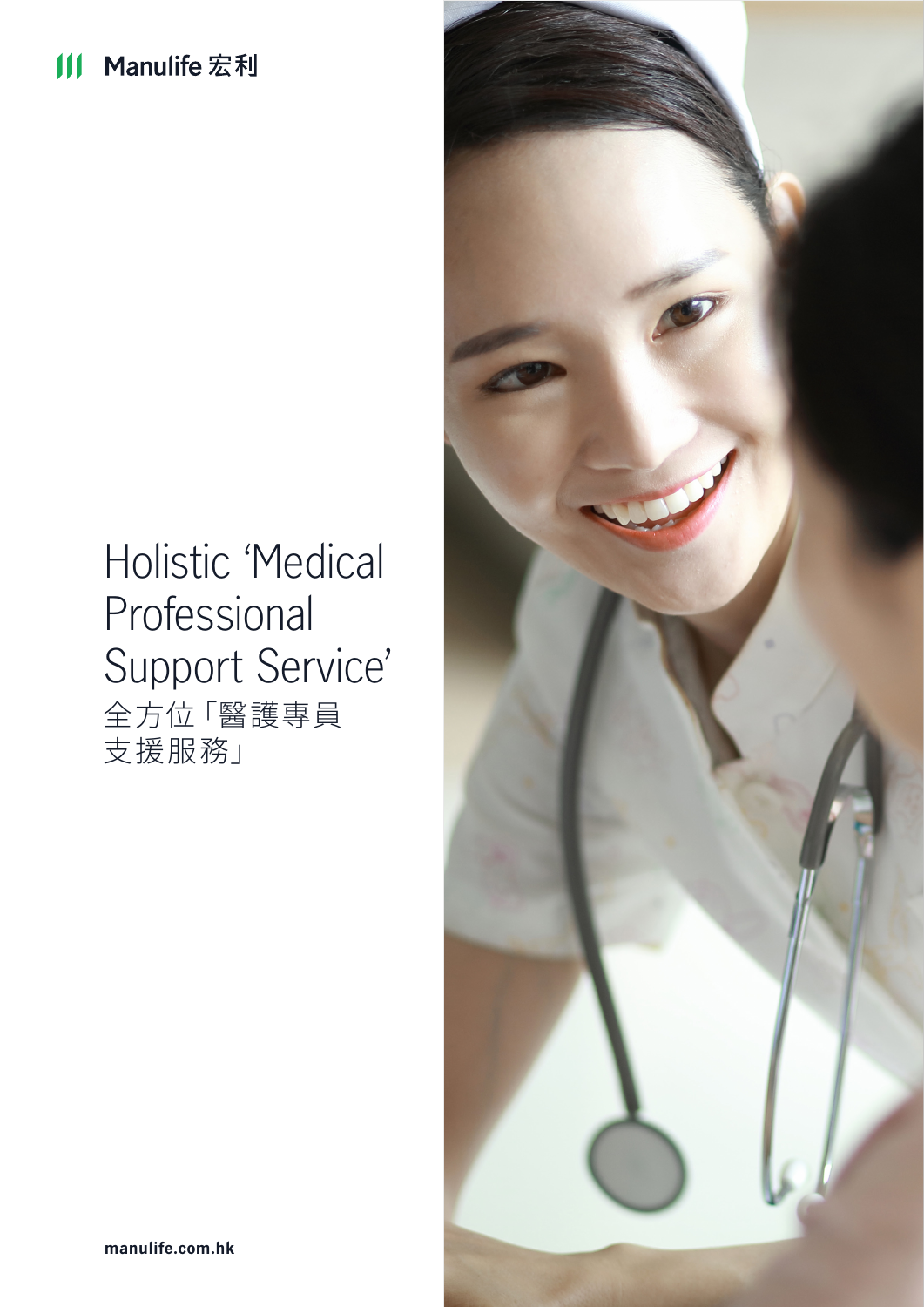Manulife 宏利

# Holistic 'Medical Professional Support Service'

# 全方位「醫護專員支援服務」

manulife.com.hk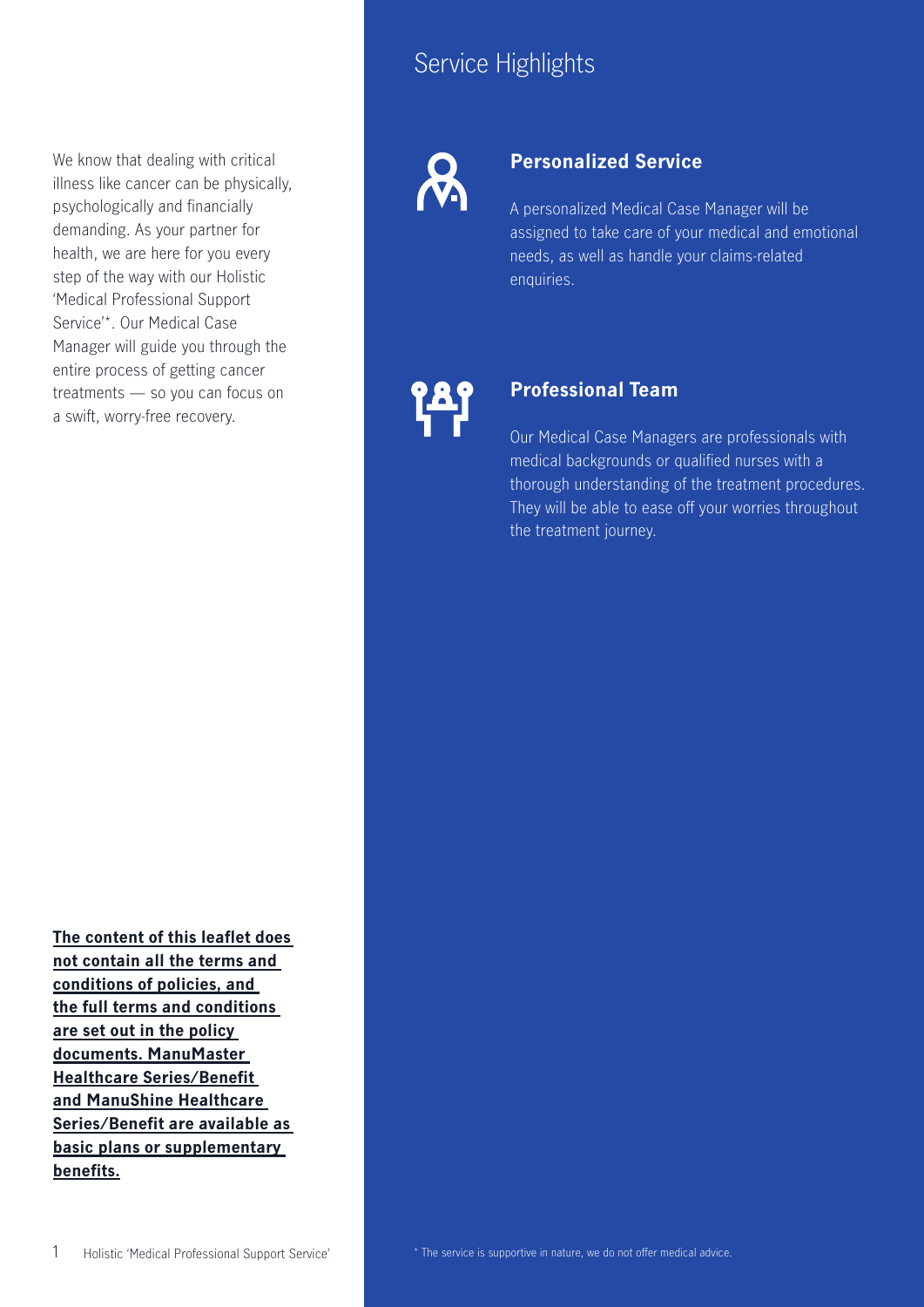We know that dealing with critical illness like cancer can be physically, psychologically and financially demanding. As your partner for health, we are here for you every step of the way with our Holistic 'Medical Professional Support Service'*. Our Medical Case Manager will guide you through the entire process of getting cancer treatments — so you can focus on a swift, worry-free recovery.

**The content of this leaflet does not contain all the terms and conditions of policies, and the full terms and conditions are set out in the policy documents. ManuMaster Healthcare Series/Benefit and ManuShine Healthcare Series/Benefit are available as basic plans or supplementary benefits.**

## Service Highlights

### Personalized Service

A personalized Medical Case Manager will be assigned to take care of your medical and emotional needs, as well as handle your claims-related enquiries.

### Professional Team

Our Medical Case Managers are professionals with medical backgrounds or qualified nurses with a thorough understanding of the treatment procedures. They will be able to ease off your worries throughout the treatment journey.

* The service is supportive in nature, we do not offer medical advice.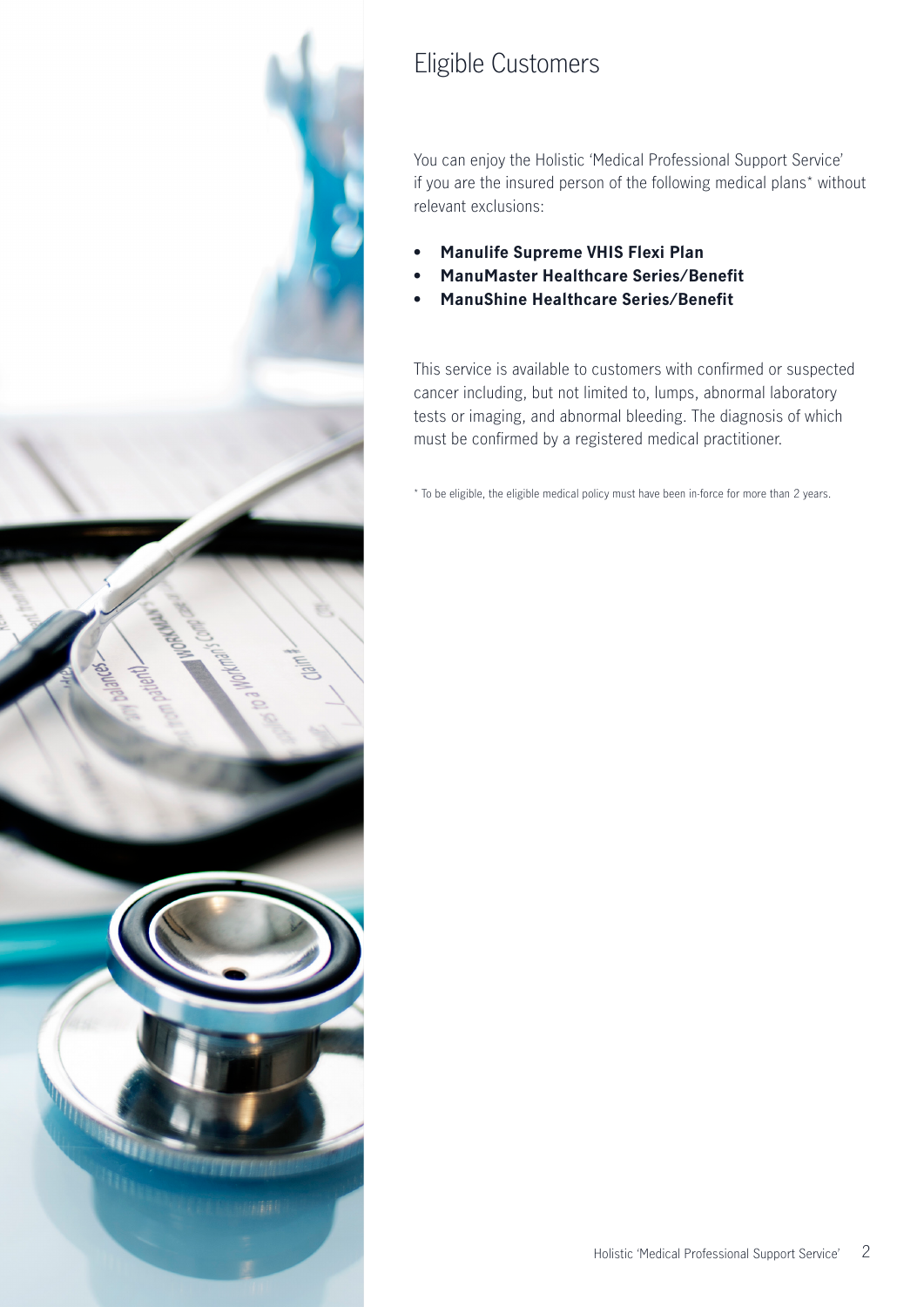# Eligible Customers

You can enjoy the Holistic 'Medical Professional Support Service' if you are the insured person of the following medical plans* without relevant exclusions:

- **Manulife Supreme VHIS Flexi Plan**
- **ManuMaster Healthcare Series/Benefit**
- **ManuShine Healthcare Series/Benefit**

This service is available to customers with confirmed or suspected cancer including, but not limited to, lumps, abnormal laboratory tests or imaging, and abnormal bleeding. The diagnosis of which must be confirmed by a registered medical practitioner.

* To be eligible, the eligible medical policy must have been in-force for more than 2 years.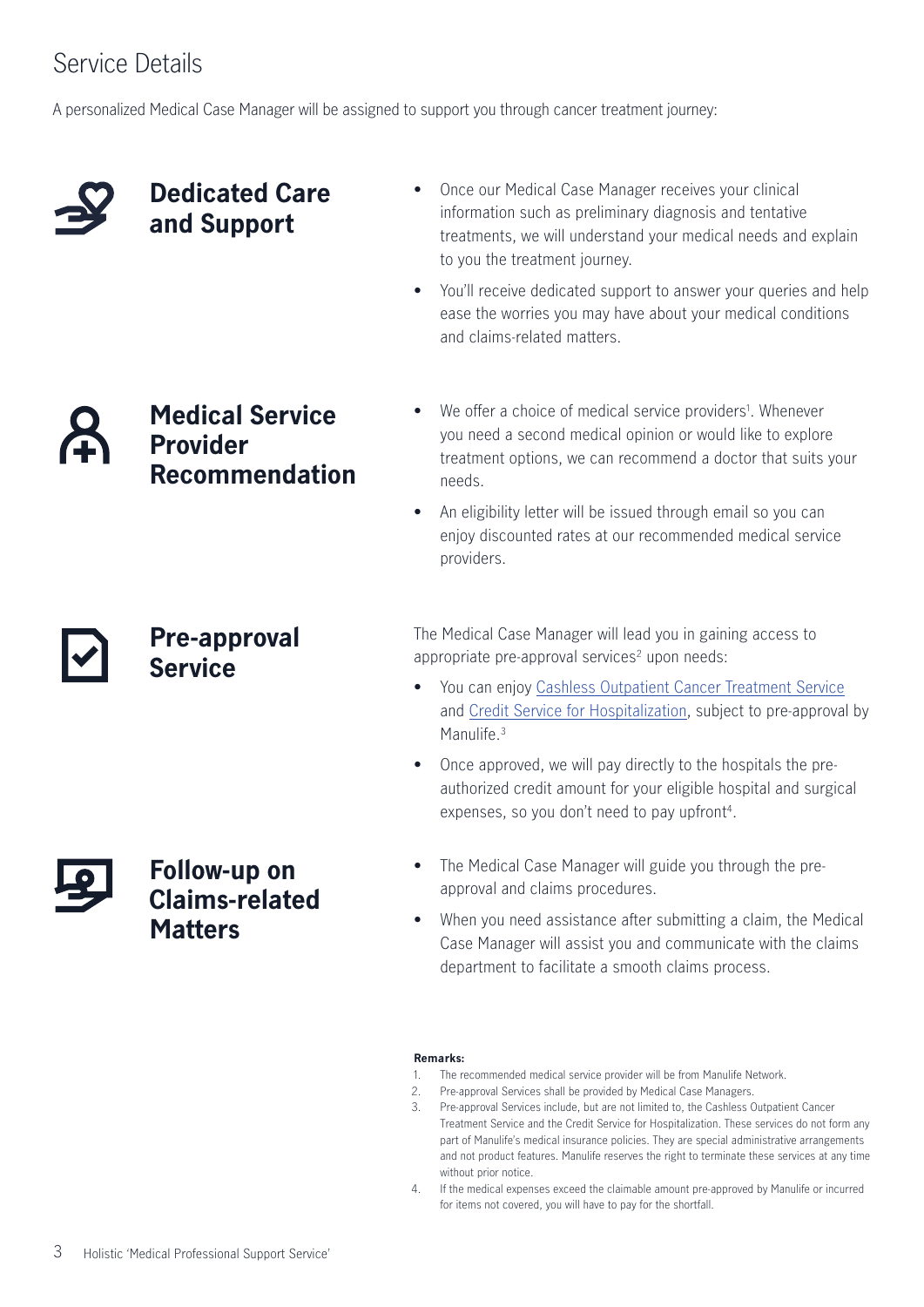# Service Details

A personalized Medical Case Manager will be assigned to support you through cancer treatment journey:

## Dedicated Care and Support

- Once our Medical Case Manager receives your clinical information such as preliminary diagnosis and tentative treatments, we will understand your medical needs and explain to you the treatment journey.
- You'll receive dedicated support to answer your queries and help ease the worries you may have about your medical conditions and claims-related matters.

## Medical Service Provider Recommendation

- We offer a choice of medical service providers[1]. Whenever you need a second medical opinion or would like to explore treatment options, we can recommend a doctor that suits your needs.
- An eligibility letter will be issued through email so you can enjoy discounted rates at our recommended medical service providers.

## Pre-approval Service

The Medical Case Manager will lead you in gaining access to appropriate pre-approval services[2] upon needs:

- You can enjoy Cashless Outpatient Cancer Treatment Service and Credit Service for Hospitalization, subject to pre-approval by Manulife.[3]
- Once approved, we will pay directly to the hospitals the pre-authorized credit amount for your eligible hospital and surgical expenses, so you don't need to pay upfront[4].

## Follow-up on Claims-related Matters

- The Medical Case Manager will guide you through the pre-approval and claims procedures.
- When you need assistance after submitting a claim, the Medical Case Manager will assist you and communicate with the claims department to facilitate a smooth claims process.

**Remarks:**

1. The recommended medical service provider will be from Manulife Network.
2. Pre-approval Services shall be provided by Medical Case Managers.
3. Pre-approval Services include, but are not limited to, the Cashless Outpatient Cancer Treatment Service and the Credit Service for Hospitalization. These services do not form any part of Manulife's medical insurance policies. They are special administrative arrangements and not product features. Manulife reserves the right to terminate these services at any time without prior notice.
4. If the medical expenses exceed the claimable amount pre-approved by Manulife or incurred for items not covered, you will have to pay for the shortfall.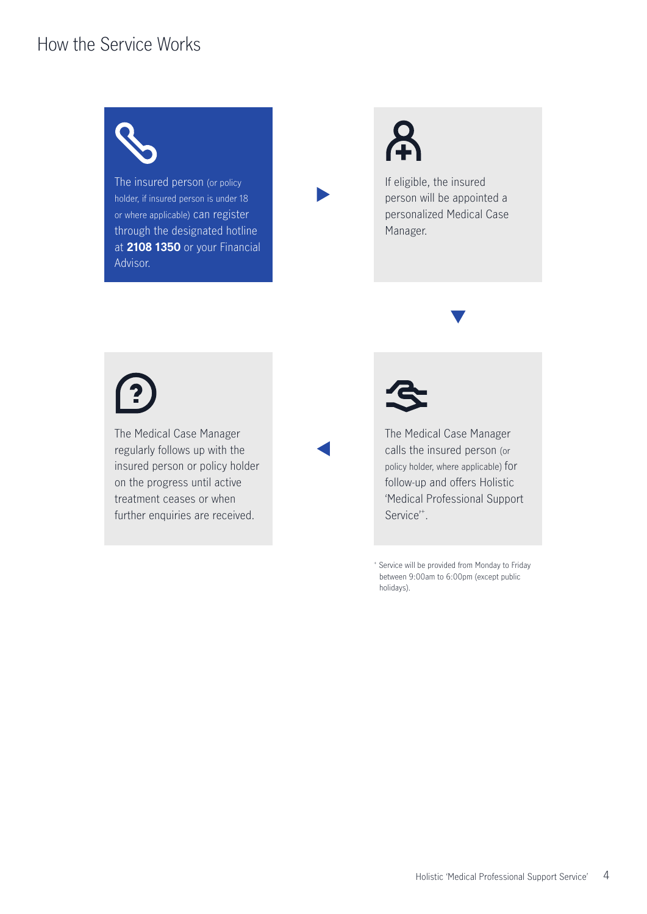# How the Service Works

The insured person (or policy holder, if insured person is under 18 or where applicable) can register through the designated hotline at **2108 1350** or your Financial Advisor.

If eligible, the insured person will be appointed a personalized Medical Case Manager.

The Medical Case Manager calls the insured person (or policy holder, where applicable) for follow-up and offers Holistic 'Medical Professional Support Service'[+].

The Medical Case Manager regularly follows up with the insured person or policy holder on the progress until active treatment ceases or when further enquiries are received.

[+] Service will be provided from Monday to Friday between 9:00am to 6:00pm (except public holidays).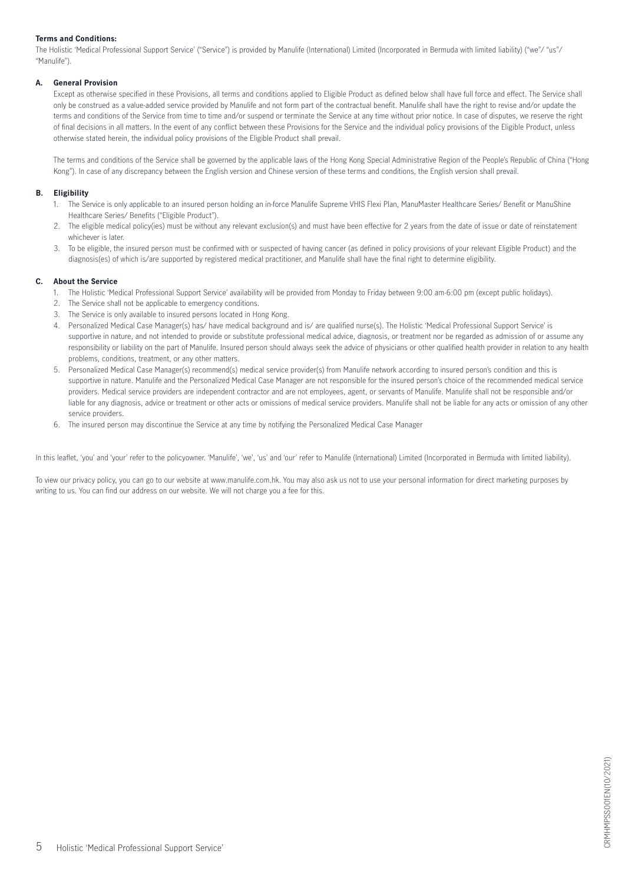**Terms and Conditions:**

The Holistic 'Medical Professional Support Service' ("Service") is provided by Manulife (International) Limited (Incorporated in Bermuda with limited liability) ("we"/ "us"/ "Manulife").

**A. General Provision**

Except as otherwise specified in these Provisions, all terms and conditions applied to Eligible Product as defined below shall have full force and effect. The Service shall only be construed as a value-added service provided by Manulife and not form part of the contractual benefit. Manulife shall have the right to revise and/or update the terms and conditions of the Service from time to time and/or suspend or terminate the Service at any time without prior notice. In case of disputes, we reserve the right of final decisions in all matters. In the event of any conflict between these Provisions for the Service and the individual policy provisions of the Eligible Product, unless otherwise stated herein, the individual policy provisions of the Eligible Product shall prevail.

The terms and conditions of the Service shall be governed by the applicable laws of the Hong Kong Special Administrative Region of the People's Republic of China ("Hong Kong"). In case of any discrepancy between the English version and Chinese version of these terms and conditions, the English version shall prevail.

**B. Eligibility**

1. The Service is only applicable to an insured person holding an in-force Manulife Supreme VHIS Flexi Plan, ManuMaster Healthcare Series/ Benefit or ManuShine Healthcare Series/ Benefits ("Eligible Product").
2. The eligible medical policy(ies) must be without any relevant exclusion(s) and must have been effective for 2 years from the date of issue or date of reinstatement whichever is later.
3. To be eligible, the insured person must be confirmed with or suspected of having cancer (as defined in policy provisions of your relevant Eligible Product) and the diagnosis(es) of which is/are supported by registered medical practitioner, and Manulife shall have the final right to determine eligibility.

**C. About the Service**

1. The Holistic 'Medical Professional Support Service' availability will be provided from Monday to Friday between 9:00 am-6:00 pm (except public holidays).
2. The Service shall not be applicable to emergency conditions.
3. The Service is only available to insured persons located in Hong Kong.
4. Personalized Medical Case Manager(s) has/ have medical background and is/ are qualified nurse(s). The Holistic 'Medical Professional Support Service' is supportive in nature, and not intended to provide or substitute professional medical advice, diagnosis, or treatment nor be regarded as admission of or assume any responsibility or liability on the part of Manulife. Insured person should always seek the advice of physicians or other qualified health provider in relation to any health problems, conditions, treatment, or any other matters.
5. Personalized Medical Case Manager(s) recommend(s) medical service provider(s) from Manulife network according to insured person's condition and this is supportive in nature. Manulife and the Personalized Medical Case Manager are not responsible for the insured person's choice of the recommended medical service providers. Medical service providers are independent contractor and are not employees, agent, or servants of Manulife. Manulife shall not be responsible and/or liable for any diagnosis, advice or treatment or other acts or omissions of medical service providers. Manulife shall not be liable for any acts or omission of any other service providers.
6. The insured person may discontinue the Service at any time by notifying the Personalized Medical Case Manager

In this leaflet, 'you' and 'your' refer to the policyowner. 'Manulife', 'we', 'us' and 'our' refer to Manulife (International) Limited (Incorporated in Bermuda with limited liability).

To view our privacy policy, you can go to our website at www.manulife.com.hk. You may also ask us not to use your personal information for direct marketing purposes by writing to us. You can find our address on our website. We will not charge you a fee for this.

CRMHMPSS001EN(10/2021)